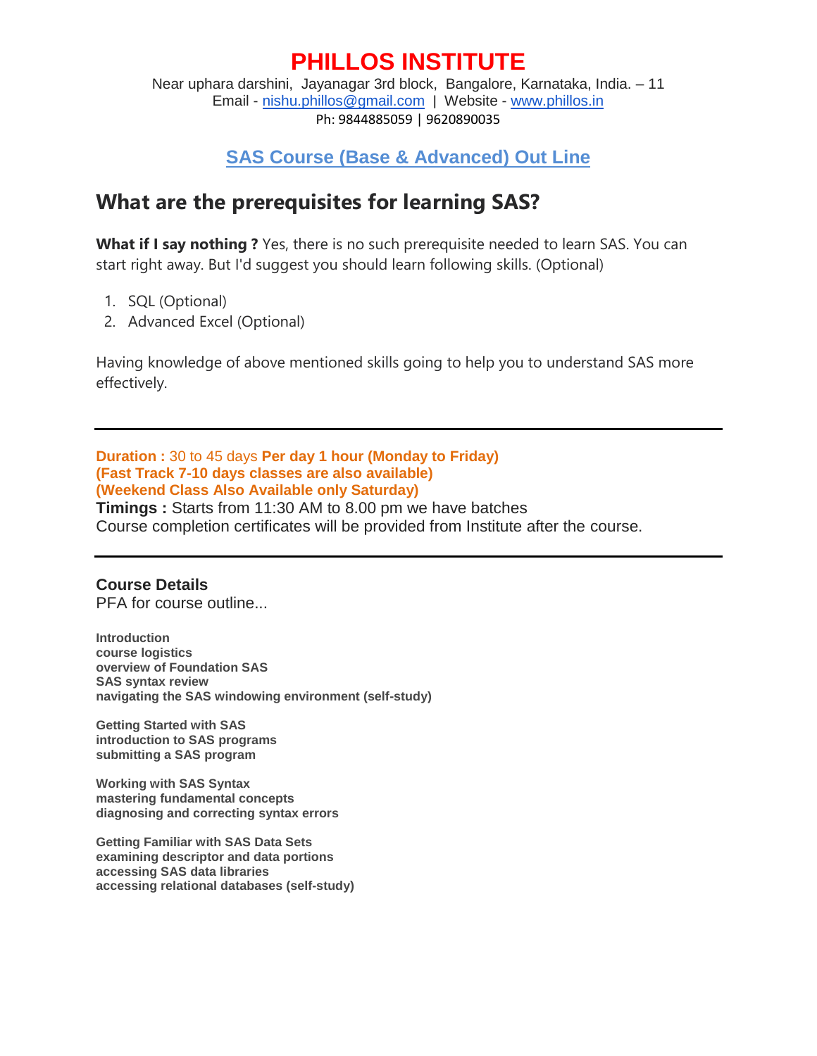# PHILLOS INSTITUTE

Near uphara darshini, Jayanagar 3rd block, Bangalore, Karnataka, India. – 11
Email - nishu.phillos@gmail.com | Website - www.phillos.in
Ph: 9844885059 | 9620890035

## SAS Course (Base & Advanced) Out Line

## What are the prerequisites for learning SAS?

**What if I say nothing ?** Yes, there is no such prerequisite needed to learn SAS. You can start right away. But I'd suggest you should learn following skills. (Optional)

1. SQL (Optional)
2. Advanced Excel (Optional)

Having knowledge of above mentioned skills going to help you to understand SAS more effectively.

---

**Duration :** 30 to 45 days **Per day 1 hour (Monday to Friday)**
**(Fast Track 7-10 days classes are also available)**
**(Weekend Class Also Available only Saturday)**
**Timings :** Starts from 11:30 AM to 8.00 pm we have batches
Course completion certificates will be provided from Institute after the course.

---

**Course Details**
PFA for course outline...

**Introduction**
**course logistics**
**overview of Foundation SAS**
**SAS syntax review**
**navigating the SAS windowing environment (self-study)**

**Getting Started with SAS**
**introduction to SAS programs**
**submitting a SAS program**

**Working with SAS Syntax**
**mastering fundamental concepts**
**diagnosing and correcting syntax errors**

**Getting Familiar with SAS Data Sets**
**examining descriptor and data portions**
**accessing SAS data libraries**
**accessing relational databases (self-study)**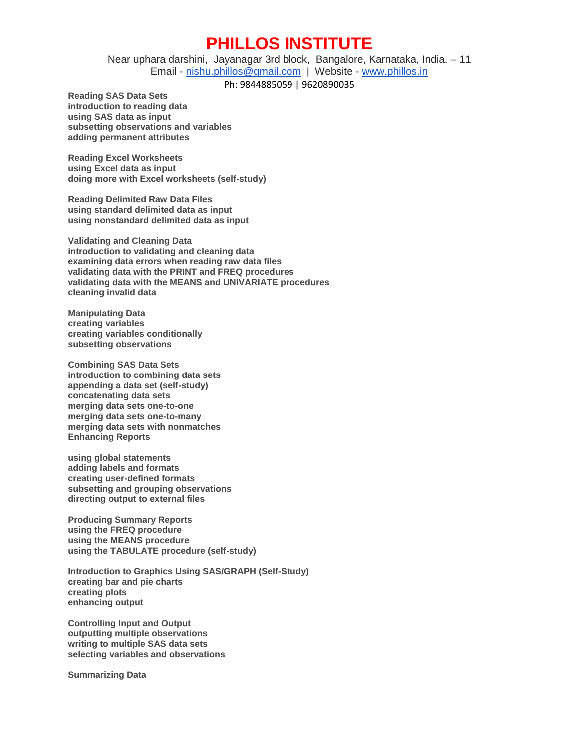# PHILLOS INSTITUTE

Near uphara darshini, Jayanagar 3rd block, Bangalore, Karnataka, India. – 11
Email - nishu.phillos@gmail.com | Website - www.phillos.in
Ph: 9844885059 | 9620890035

**Reading SAS Data Sets**
**introduction to reading data**
**using SAS data as input**
**subsetting observations and variables**
**adding permanent attributes**

**Reading Excel Worksheets**
**using Excel data as input**
**doing more with Excel worksheets (self-study)**

**Reading Delimited Raw Data Files**
**using standard delimited data as input**
**using nonstandard delimited data as input**

**Validating and Cleaning Data**
**introduction to validating and cleaning data**
**examining data errors when reading raw data files**
**validating data with the PRINT and FREQ procedures**
**validating data with the MEANS and UNIVARIATE procedures**
**cleaning invalid data**

**Manipulating Data**
**creating variables**
**creating variables conditionally**
**subsetting observations**

**Combining SAS Data Sets**
**introduction to combining data sets**
**appending a data set (self-study)**
**concatenating data sets**
**merging data sets one-to-one**
**merging data sets one-to-many**
**merging data sets with nonmatches**
**Enhancing Reports**

**using global statements**
**adding labels and formats**
**creating user-defined formats**
**subsetting and grouping observations**
**directing output to external files**

**Producing Summary Reports**
**using the FREQ procedure**
**using the MEANS procedure**
**using the TABULATE procedure (self-study)**

**Introduction to Graphics Using SAS/GRAPH (Self-Study)**
**creating bar and pie charts**
**creating plots**
**enhancing output**

**Controlling Input and Output**
**outputting multiple observations**
**writing to multiple SAS data sets**
**selecting variables and observations**

**Summarizing Data**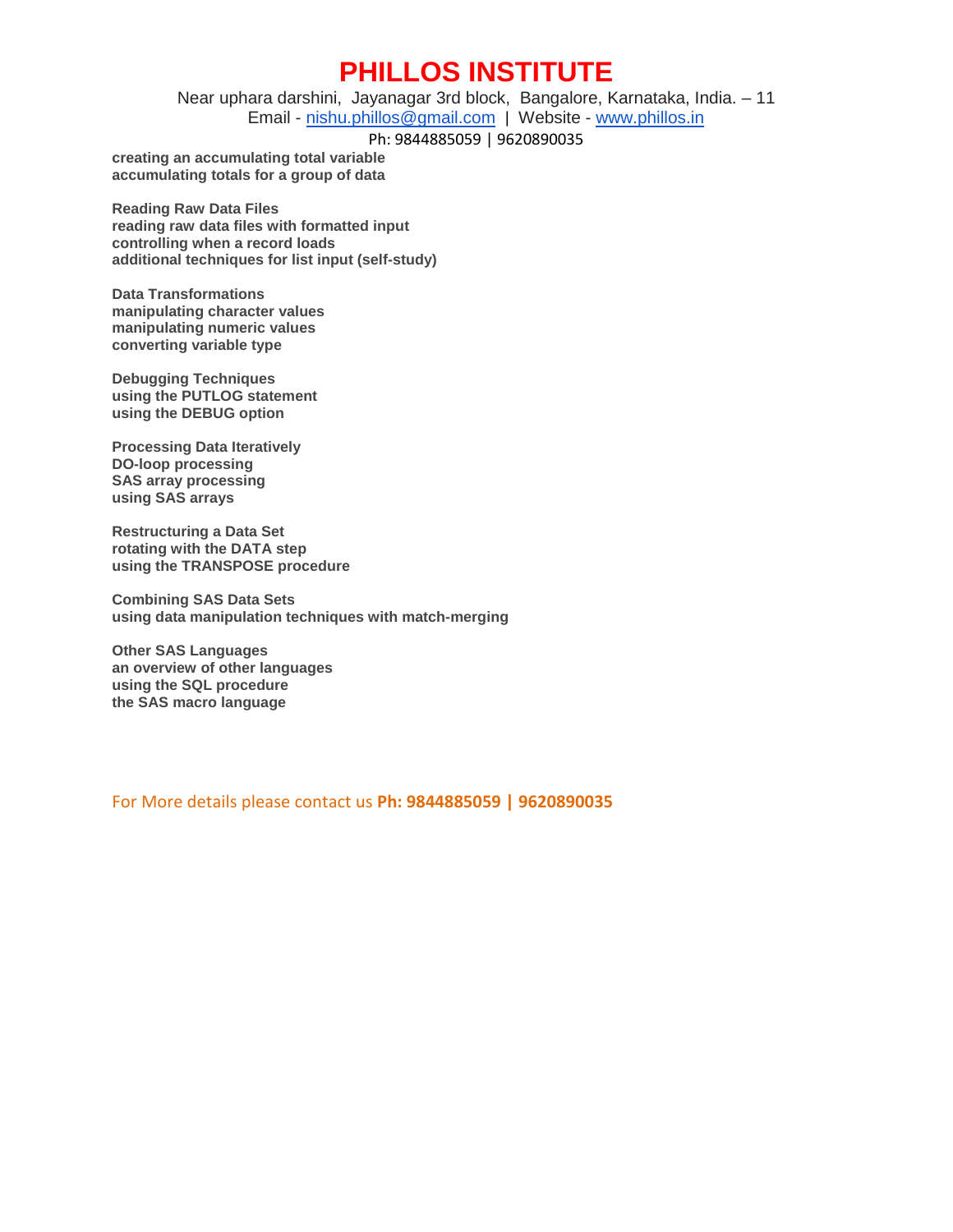**creating an accumulating total variable**
**accumulating totals for a group of data**

**Reading Raw Data Files**
**reading raw data files with formatted input**
**controlling when a record loads**
**additional techniques for list input (self-study)**

**Data Transformations**
**manipulating character values**
**manipulating numeric values**
**converting variable type**

**Debugging Techniques**
**using the PUTLOG statement**
**using the DEBUG option**

**Processing Data Iteratively**
**DO-loop processing**
**SAS array processing**
**using SAS arrays**

**Restructuring a Data Set**
**rotating with the DATA step**
**using the TRANSPOSE procedure**

**Combining SAS Data Sets**
**using data manipulation techniques with match-merging**

**Other SAS Languages**
**an overview of other languages**
**using the SQL procedure**
**the SAS macro language**

For More details please contact us **Ph: 9844885059 | 9620890035**